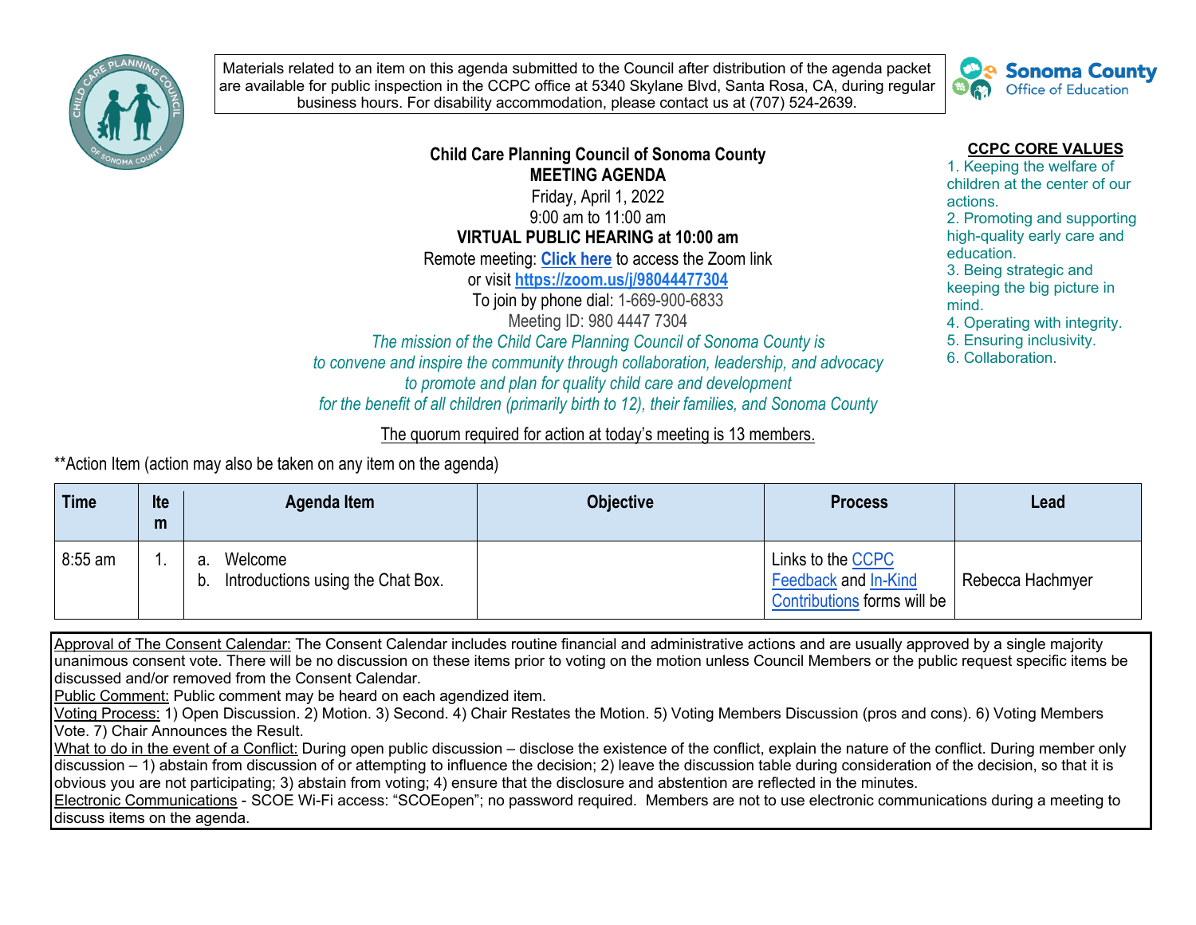Materials related to an item on this agenda submitted to the Council after distribution of the agenda packet are available for public inspection in the CCPC office at 5340 Skylane Blvd, Santa Rosa, CA, during regular business hours. For disability accommodation, please contact us at (707) 524-2639.

Sonoma County Office of Education

**Child Care Planning Council of Sonoma County**
**MEETING AGENDA**
Friday, April 1, 2022
9:00 am to 11:00 am
**VIRTUAL PUBLIC HEARING at 10:00 am**
Remote meeting: **Click here** to access the Zoom link
or visit **https://zoom.us/j/98044477304**
To join by phone dial: 1-669-900-6833
Meeting ID: 980 4447 7304

*The mission of the Child Care Planning Council of Sonoma County is to convene and inspire the community through collaboration, leadership, and advocacy to promote and plan for quality child care and development for the benefit of all children (primarily birth to 12), their families, and Sonoma County*

**CCPC CORE VALUES**

1. Keeping the welfare of children at the center of our actions.
2. Promoting and supporting high-quality early care and education.
3. Being strategic and keeping the big picture in mind.
4. Operating with integrity.
5. Ensuring inclusivity.
6. Collaboration.

The quorum required for action at today's meeting is 13 members.

**Action Item (action may also be taken on any item on the agenda)

| Time | Item | Agenda Item | Objective | Process | Lead |
|---|---|---|---|---|---|
| 8:55 am | 1. | a. Welcome<br>b. Introductions using the Chat Box. | | Links to the CCPC Feedback and In-Kind Contributions forms will be | Rebecca Hachmyer |

Approval of The Consent Calendar: The Consent Calendar includes routine financial and administrative actions and are usually approved by a single majority unanimous consent vote. There will be no discussion on these items prior to voting on the motion unless Council Members or the public request specific items be discussed and/or removed from the Consent Calendar.
Public Comment: Public comment may be heard on each agendized item.
Voting Process: 1) Open Discussion. 2) Motion. 3) Second. 4) Chair Restates the Motion. 5) Voting Members Discussion (pros and cons). 6) Voting Members Vote. 7) Chair Announces the Result.
What to do in the event of a Conflict: During open public discussion – disclose the existence of the conflict, explain the nature of the conflict. During member only discussion – 1) abstain from discussion of or attempting to influence the decision; 2) leave the discussion table during consideration of the decision, so that it is obvious you are not participating; 3) abstain from voting; 4) ensure that the disclosure and abstention are reflected in the minutes.
Electronic Communications - SCOE Wi-Fi access: "SCOEopen"; no password required. Members are not to use electronic communications during a meeting to discuss items on the agenda.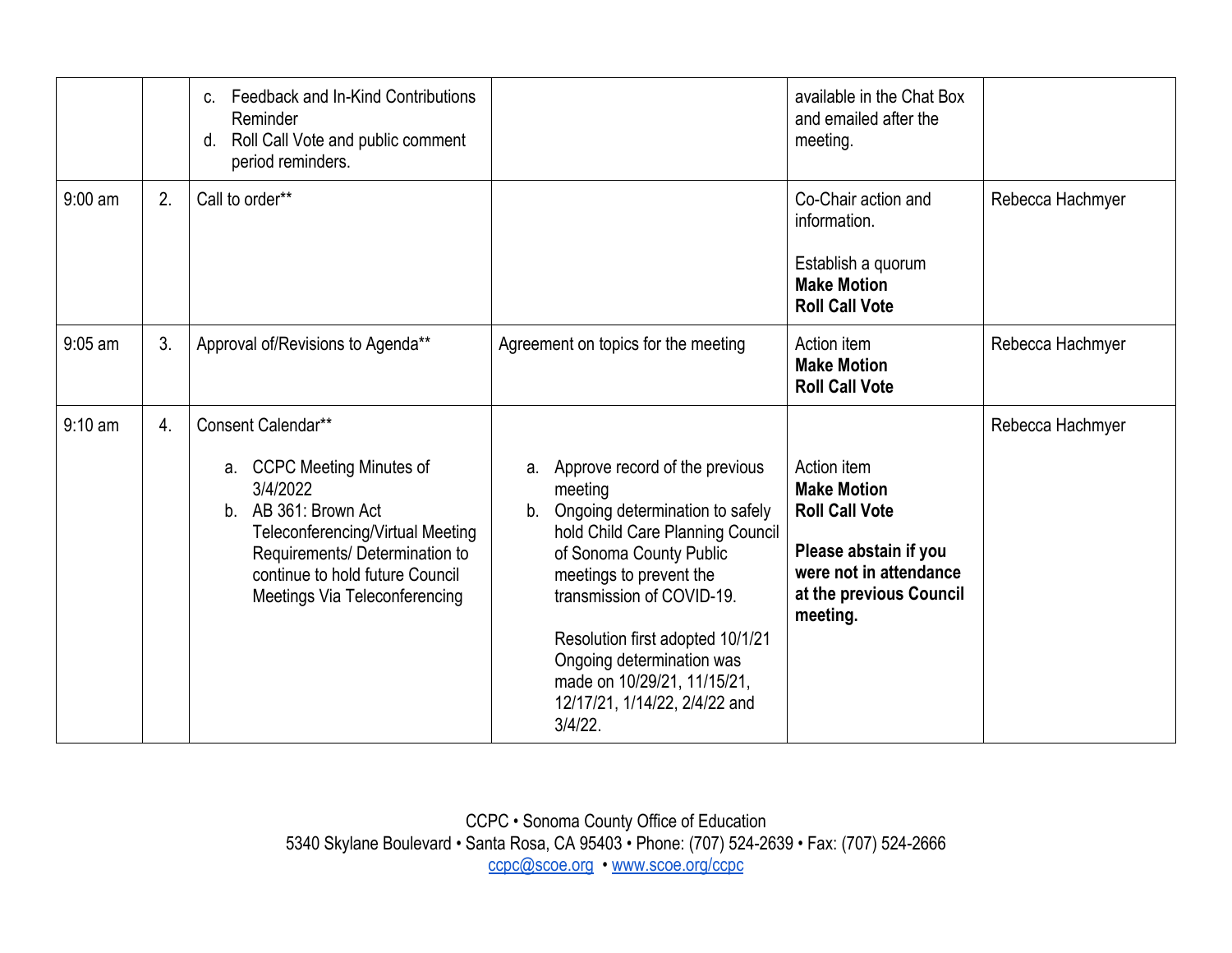| | | | | | |
|---|---|---|---|---|---|
| | | c. Feedback and In-Kind Contributions Reminder<br>d. Roll Call Vote and public comment period reminders. | | available in the Chat Box and emailed after the meeting. | |
| 9:00 am | 2. | Call to order** | | Co-Chair action and information.<br><br>Establish a quorum<br>**Make Motion**<br>**Roll Call Vote** | Rebecca Hachmyer |
| 9:05 am | 3. | Approval of/Revisions to Agenda** | Agreement on topics for the meeting | Action item<br>**Make Motion**<br>**Roll Call Vote** | Rebecca Hachmyer |
| 9:10 am | 4. | Consent Calendar**<br><br>a. CCPC Meeting Minutes of 3/4/2022<br>b. AB 361: Brown Act Teleconferencing/Virtual Meeting Requirements/ Determination to continue to hold future Council Meetings Via Teleconferencing | a. Approve record of the previous meeting<br>b. Ongoing determination to safely hold Child Care Planning Council of Sonoma County Public meetings to prevent the transmission of COVID-19.<br><br>Resolution first adopted 10/1/21 Ongoing determination was made on 10/29/21, 11/15/21, 12/17/21, 1/14/22, 2/4/22 and 3/4/22. | Action item<br>**Make Motion**<br>**Roll Call Vote**<br><br>**Please abstain if you were not in attendance at the previous Council meeting.** | Rebecca Hachmyer |

CCPC • Sonoma County Office of Education
5340 Skylane Boulevard • Santa Rosa, CA 95403 • Phone: (707) 524-2639 • Fax: (707) 524-2666
ccpc@scoe.org • www.scoe.org/ccpc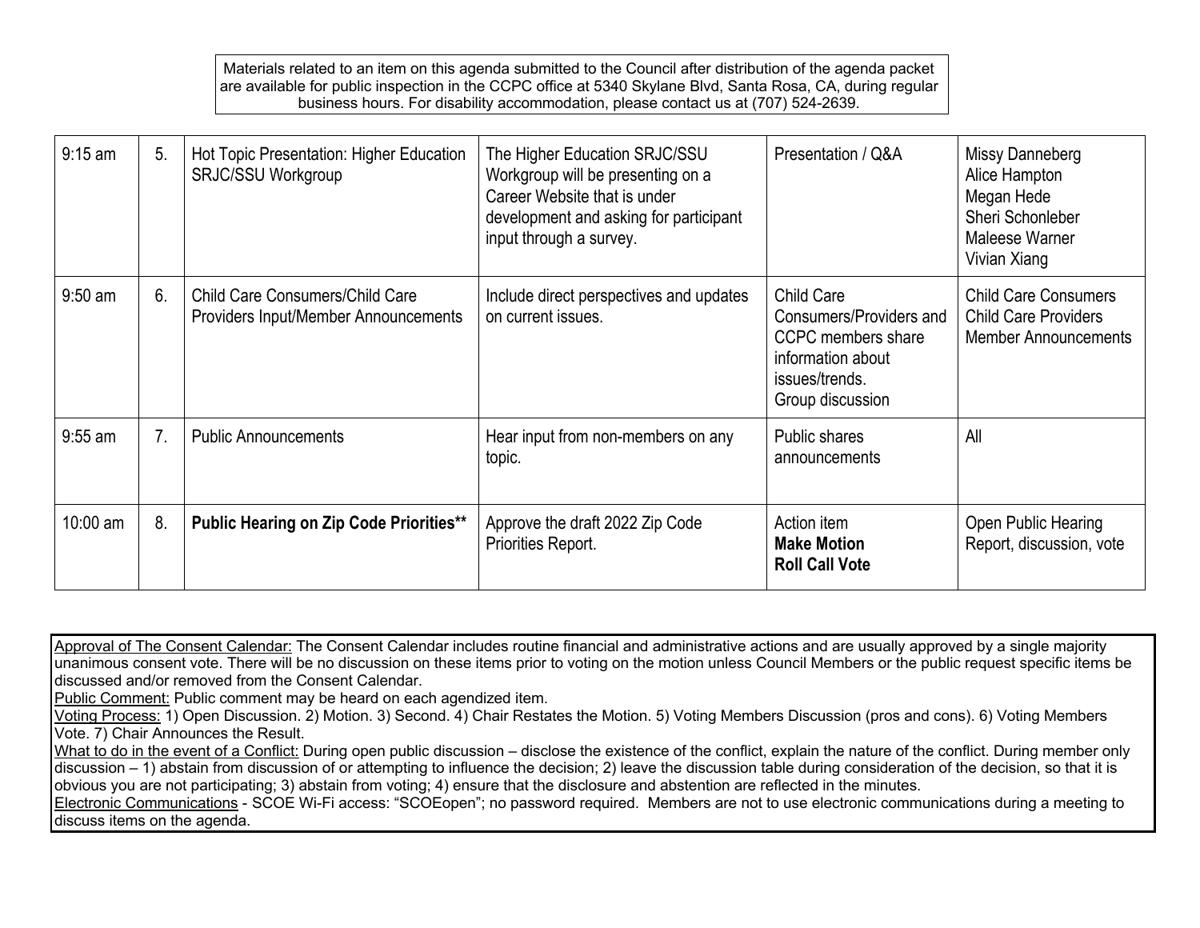Materials related to an item on this agenda submitted to the Council after distribution of the agenda packet are available for public inspection in the CCPC office at 5340 Skylane Blvd, Santa Rosa, CA, during regular business hours. For disability accommodation, please contact us at (707) 524-2639.

| | | | | | |
|---|---|---|---|---|---|
| 9:15 am | 5. | Hot Topic Presentation: Higher Education SRJC/SSU Workgroup | The Higher Education SRJC/SSU Workgroup will be presenting on a Career Website that is under development and asking for participant input through a survey. | Presentation / Q&A | Missy Danneberg<br>Alice Hampton<br>Megan Hede<br>Sheri Schonleber<br>Maleese Warner<br>Vivian Xiang |
| 9:50 am | 6. | Child Care Consumers/Child Care Providers Input/Member Announcements | Include direct perspectives and updates on current issues. | Child Care Consumers/Providers and CCPC members share information about issues/trends.<br>Group discussion | Child Care Consumers<br>Child Care Providers<br>Member Announcements |
| 9:55 am | 7. | Public Announcements | Hear input from non-members on any topic. | Public shares announcements | All |
| 10:00 am | 8. | **Public Hearing on Zip Code Priorities**** | Approve the draft 2022 Zip Code Priorities Report. | Action item<br>**Make Motion**<br>**Roll Call Vote** | Open Public Hearing<br>Report, discussion, vote |

Approval of The Consent Calendar: The Consent Calendar includes routine financial and administrative actions and are usually approved by a single majority unanimous consent vote. There will be no discussion on these items prior to voting on the motion unless Council Members or the public request specific items be discussed and/or removed from the Consent Calendar.
Public Comment: Public comment may be heard on each agendized item.
Voting Process: 1) Open Discussion. 2) Motion. 3) Second. 4) Chair Restates the Motion. 5) Voting Members Discussion (pros and cons). 6) Voting Members Vote. 7) Chair Announces the Result.
What to do in the event of a Conflict: During open public discussion – disclose the existence of the conflict, explain the nature of the conflict. During member only discussion – 1) abstain from discussion of or attempting to influence the decision; 2) leave the discussion table during consideration of the decision, so that it is obvious you are not participating; 3) abstain from voting; 4) ensure that the disclosure and abstention are reflected in the minutes.
Electronic Communications - SCOE Wi-Fi access: "SCOEopen"; no password required. Members are not to use electronic communications during a meeting to discuss items on the agenda.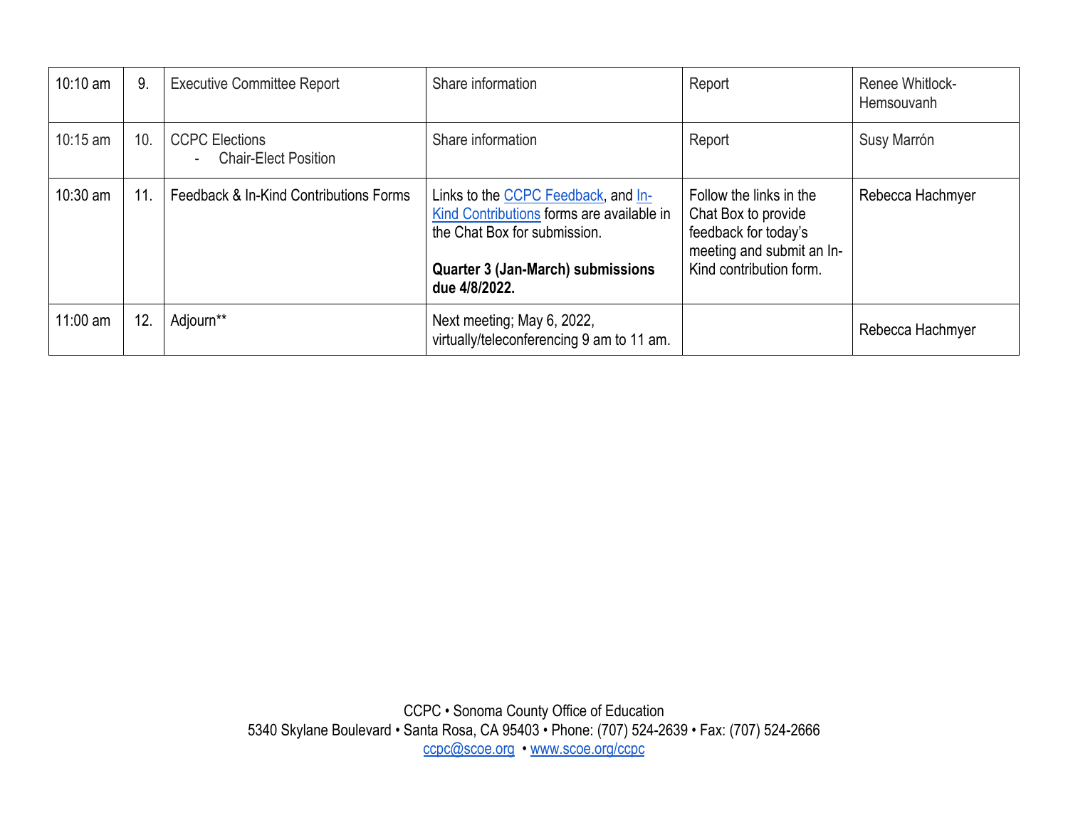| | | | | | |
|---|---|---|---|---|---|
| 10:10 am | 9. | Executive Committee Report | Share information | Report | Renee Whitlock-Hemsouvanh |
| 10:15 am | 10. | CCPC Elections<br>- Chair-Elect Position | Share information | Report | Susy Marrón |
| 10:30 am | 11. | Feedback & In-Kind Contributions Forms | Links to the CCPC Feedback, and In-Kind Contributions forms are available in the Chat Box for submission.<br><br>**Quarter 3 (Jan-March) submissions due 4/8/2022.** | Follow the links in the Chat Box to provide feedback for today's meeting and submit an In-Kind contribution form. | Rebecca Hachmyer |
| 11:00 am | 12. | Adjourn** | Next meeting; May 6, 2022, virtually/teleconferencing 9 am to 11 am. | | Rebecca Hachmyer |

CCPC • Sonoma County Office of Education
5340 Skylane Boulevard • Santa Rosa, CA 95403 • Phone: (707) 524-2639 • Fax: (707) 524-2666
ccpc@scoe.org • www.scoe.org/ccpc